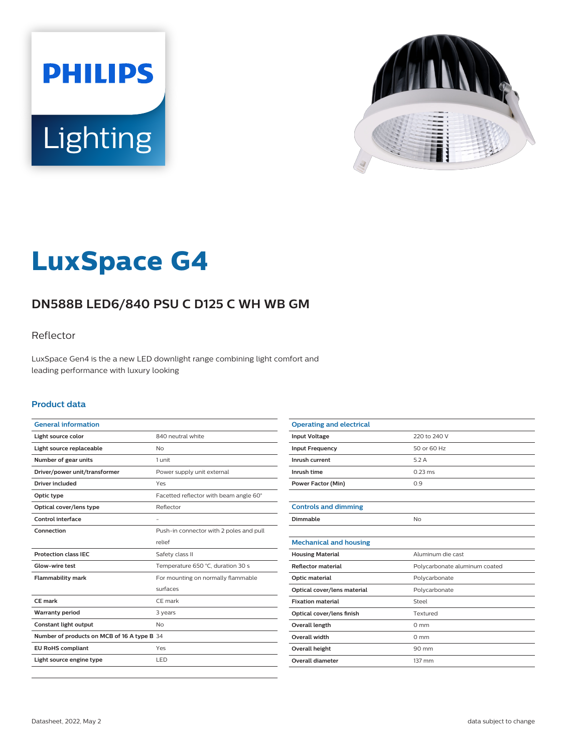PHILIPS

Lighting

# LuxSpace G4

## DN588B LED6/840 PSU C D125 C WH WB GM

Reflector

LuxSpace Gen4 is the a new LED downlight range combining light comfort and leading performance with luxury looking

### Product data

| General information | |
|---|---|
| Light source color | 840 neutral white |
| Light source replaceable | No |
| Number of gear units | 1 unit |
| Driver/power unit/transformer | Power supply unit external |
| Driver included | Yes |
| Optic type | Facetted reflector with beam angle 60° |
| Optical cover/lens type | Reflector |
| Control interface | - |
| Connection | Push-in connector with 2 poles and pull relief |
| Protection class IEC | Safety class II |
| Glow-wire test | Temperature 650 °C, duration 30 s |
| Flammability mark | For mounting on normally flammable surfaces |
| CE mark | CE mark |
| Warranty period | 3 years |
| Constant light output | No |
| Number of products on MCB of 16 A type B | 34 |
| EU RoHS compliant | Yes |
| Light source engine type | LED |

| Operating and electrical | |
|---|---|
| Input Voltage | 220 to 240 V |
| Input Frequency | 50 or 60 Hz |
| Inrush current | 5.2 A |
| Inrush time | 0.23 ms |
| Power Factor (Min) | 0.9 |

| Controls and dimming | |
|---|---|
| Dimmable | No |

| Mechanical and housing | |
|---|---|
| Housing Material | Aluminum die cast |
| Reflector material | Polycarbonate aluminum coated |
| Optic material | Polycarbonate |
| Optical cover/lens material | Polycarbonate |
| Fixation material | Steel |
| Optical cover/lens finish | Textured |
| Overall length | 0 mm |
| Overall width | 0 mm |
| Overall height | 90 mm |
| Overall diameter | 137 mm |

Datasheet, 2022, May 2 data subject to change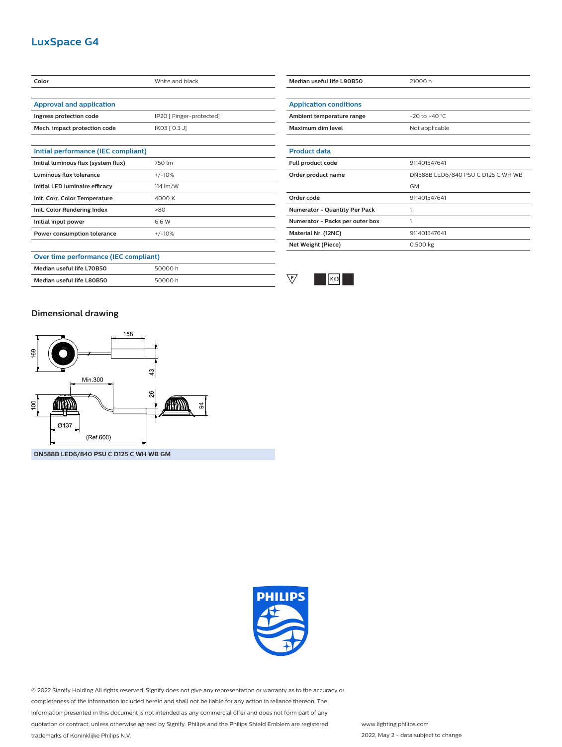# LuxSpace G4

| | |
|---|---|
| Color | White and black |

## Approval and application

| | |
|---|---|
| Ingress protection code | IP20 [ Finger-protected] |
| Mech. impact protection code | IK03 [ 0.3 J] |

## Initial performance (IEC compliant)

| | |
|---|---|
| Initial luminous flux (system flux) | 750 lm |
| Luminous flux tolerance | +/-10% |
| Initial LED luminaire efficacy | 114 lm/W |
| Init. Corr. Color Temperature | 4000 K |
| Init. Color Rendering Index | >80 |
| Initial input power | 6.6 W |
| Power consumption tolerance | +/-10% |

## Over time performance (IEC compliant)

| | |
|---|---|
| Median useful life L70B50 | 50000 h |
| Median useful life L80B50 | 50000 h |
| Median useful life L90B50 | 21000 h |

## Application conditions

| | |
|---|---|
| Ambient temperature range | -20 to +40 °C |
| Maximum dim level | Not applicable |

## Product data

| | |
|---|---|
| Full product code | 911401547641 |
| Order product name | DN588B LED6/840 PSU C D125 C WH WB GM |
| Order code | 911401547641 |
| Numerator - Quantity Per Pack | 1 |
| Numerator - Packs per outer box | 1 |
| Material Nr. (12NC) | 911401547641 |
| Net Weight (Piece) | 0.500 kg |

F IK03

## Dimensional drawing

158
169
43
Min.300
26
100
94
Ø137
(Ref.600)

**DN588B LED6/840 PSU C D125 C WH WB GM**

PHILIPS

© 2022 Signify Holding All rights reserved. Signify does not give any representation or warranty as to the accuracy or completeness of the information included herein and shall not be liable for any action in reliance thereon. The information presented in this document is not intended as any commercial offer and does not form part of any quotation or contract, unless otherwise agreed by Signify. Philips and the Philips Shield Emblem are registered trademarks of Koninklijke Philips N.V.

www.lighting.philips.com
2022, May 2 - data subject to change